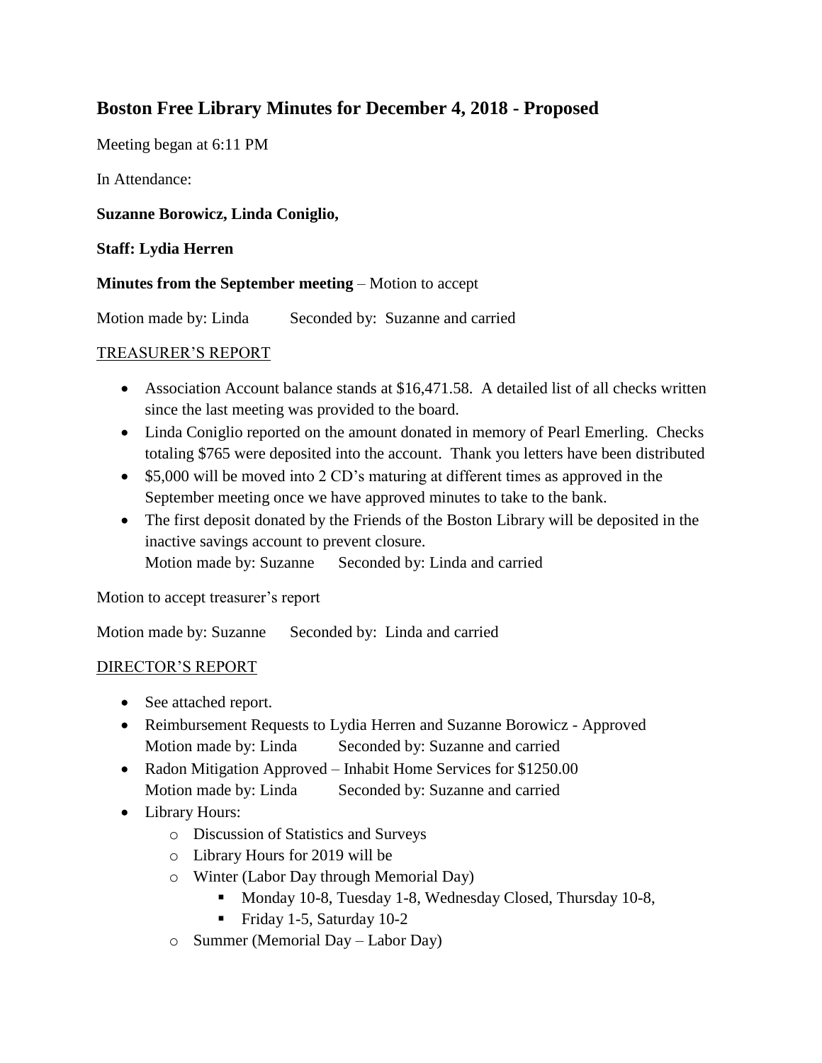## Boston Free Library Minutes for December 4, 2018 - Proposed

Meeting began at 6:11 PM

In Attendance:

**Suzanne Borowicz, Linda Coniglio,**

**Staff: Lydia Herren**

**Minutes from the September meeting** – Motion to accept

Motion made by: Linda   Seconded by: Suzanne and carried

TREASURER'S REPORT

- Association Account balance stands at $16,471.58. A detailed list of all checks written since the last meeting was provided to the board.
- Linda Coniglio reported on the amount donated in memory of Pearl Emerling. Checks totaling $765 were deposited into the account. Thank you letters have been distributed
- $5,000 will be moved into 2 CD's maturing at different times as approved in the September meeting once we have approved minutes to take to the bank.
- The first deposit donated by the Friends of the Boston Library will be deposited in the inactive savings account to prevent closure.
  Motion made by: Suzanne   Seconded by: Linda and carried

Motion to accept treasurer's report

Motion made by: Suzanne   Seconded by: Linda and carried

DIRECTOR'S REPORT

- See attached report.
- Reimbursement Requests to Lydia Herren and Suzanne Borowicz - Approved
  Motion made by: Linda   Seconded by: Suzanne and carried
- Radon Mitigation Approved – Inhabit Home Services for $1250.00
  Motion made by: Linda   Seconded by: Suzanne and carried
- Library Hours:
  - Discussion of Statistics and Surveys
  - Library Hours for 2019 will be
  - Winter (Labor Day through Memorial Day)
    - Monday 10-8, Tuesday 1-8, Wednesday Closed, Thursday 10-8,
    - Friday 1-5, Saturday 10-2
  - Summer (Memorial Day – Labor Day)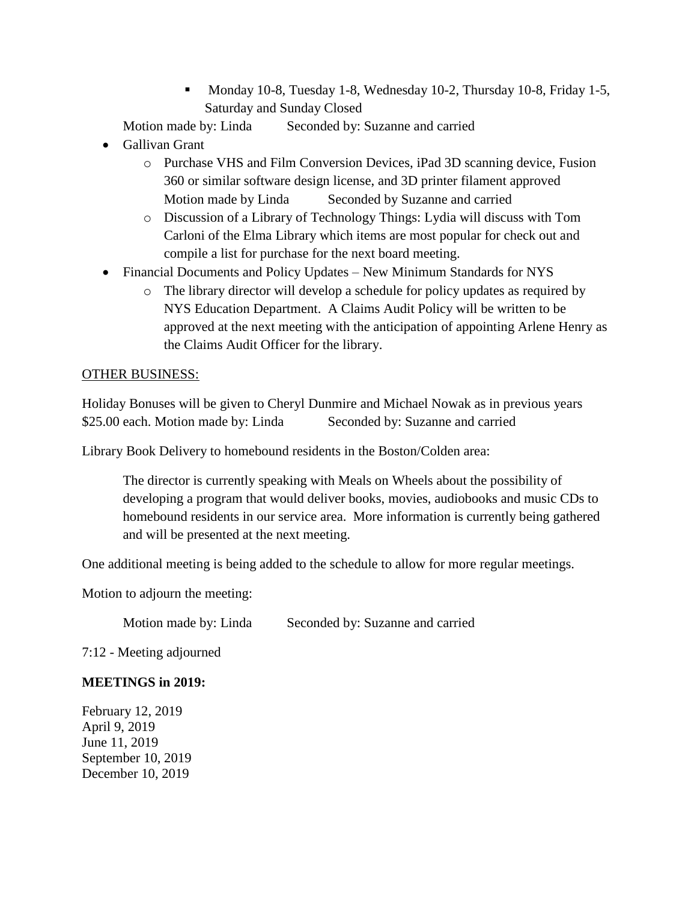- Monday 10-8, Tuesday 1-8, Wednesday 10-2, Thursday 10-8, Friday 1-5, Saturday and Sunday Closed

    Motion made by: Linda     Seconded by: Suzanne and carried

- Gallivan Grant
    - Purchase VHS and Film Conversion Devices, iPad 3D scanning device, Fusion 360 or similar software design license, and 3D printer filament approved
      Motion made by Linda     Seconded by Suzanne and carried
    - Discussion of a Library of Technology Things: Lydia will discuss with Tom Carloni of the Elma Library which items are most popular for check out and compile a list for purchase for the next board meeting.
- Financial Documents and Policy Updates – New Minimum Standards for NYS
    - The library director will develop a schedule for policy updates as required by NYS Education Department. A Claims Audit Policy will be written to be approved at the next meeting with the anticipation of appointing Arlene Henry as the Claims Audit Officer for the library.

<u>OTHER BUSINESS:</u>

Holiday Bonuses will be given to Cheryl Dunmire and Michael Nowak as in previous years $25.00 each. Motion made by: Linda     Seconded by: Suzanne and carried

Library Book Delivery to homebound residents in the Boston/Colden area:

> The director is currently speaking with Meals on Wheels about the possibility of developing a program that would deliver books, movies, audiobooks and music CDs to homebound residents in our service area. More information is currently being gathered and will be presented at the next meeting.

One additional meeting is being added to the schedule to allow for more regular meetings.

Motion to adjourn the meeting:

> Motion made by: Linda     Seconded by: Suzanne and carried

7:12 - Meeting adjourned

**MEETINGS in 2019:**

February 12, 2019
April 9, 2019
June 11, 2019
September 10, 2019
December 10, 2019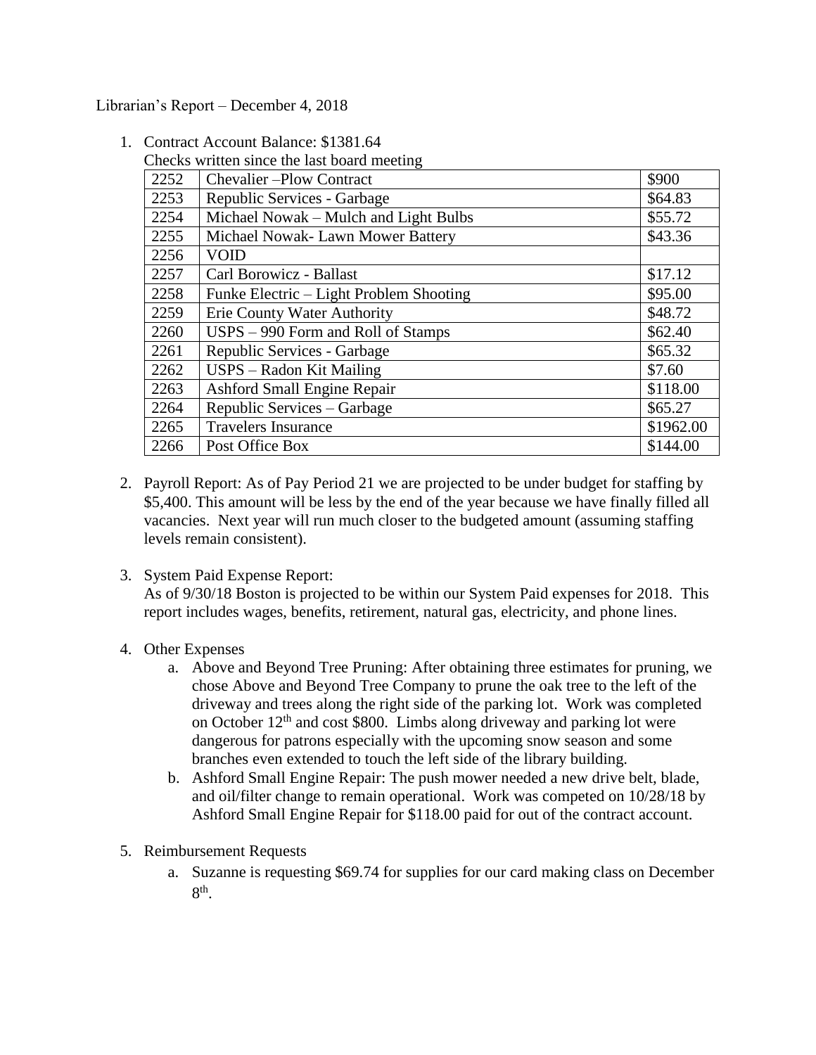Librarian's Report – December 4, 2018

1. Contract Account Balance: $1381.64

   Checks written since the last board meeting

| | | |
|---|---|---|
| 2252 | Chevalier –Plow Contract | $900 |
| 2253 | Republic Services - Garbage | $64.83 |
| 2254 | Michael Nowak – Mulch and Light Bulbs | $55.72 |
| 2255 | Michael Nowak- Lawn Mower Battery | $43.36 |
| 2256 | VOID | |
| 2257 | Carl Borowicz - Ballast | $17.12 |
| 2258 | Funke Electric – Light Problem Shooting | $95.00 |
| 2259 | Erie County Water Authority | $48.72 |
| 2260 | USPS – 990 Form and Roll of Stamps | $62.40 |
| 2261 | Republic Services - Garbage | $65.32 |
| 2262 | USPS – Radon Kit Mailing | $7.60 |
| 2263 | Ashford Small Engine Repair | $118.00 |
| 2264 | Republic Services – Garbage | $65.27 |
| 2265 | Travelers Insurance | $1962.00 |
| 2266 | Post Office Box | $144.00 |

2. Payroll Report: As of Pay Period 21 we are projected to be under budget for staffing by $5,400. This amount will be less by the end of the year because we have finally filled all vacancies. Next year will run much closer to the budgeted amount (assuming staffing levels remain consistent).

3. System Paid Expense Report:
   As of 9/30/18 Boston is projected to be within our System Paid expenses for 2018. This report includes wages, benefits, retirement, natural gas, electricity, and phone lines.

4. Other Expenses
   a. Above and Beyond Tree Pruning: After obtaining three estimates for pruning, we chose Above and Beyond Tree Company to prune the oak tree to the left of the driveway and trees along the right side of the parking lot. Work was completed on October 12th and cost $800. Limbs along driveway and parking lot were dangerous for patrons especially with the upcoming snow season and some branches even extended to touch the left side of the library building.
   b. Ashford Small Engine Repair: The push mower needed a new drive belt, blade, and oil/filter change to remain operational. Work was competed on 10/28/18 by Ashford Small Engine Repair for $118.00 paid for out of the contract account.

5. Reimbursement Requests
   a. Suzanne is requesting $69.74 for supplies for our card making class on December 8th.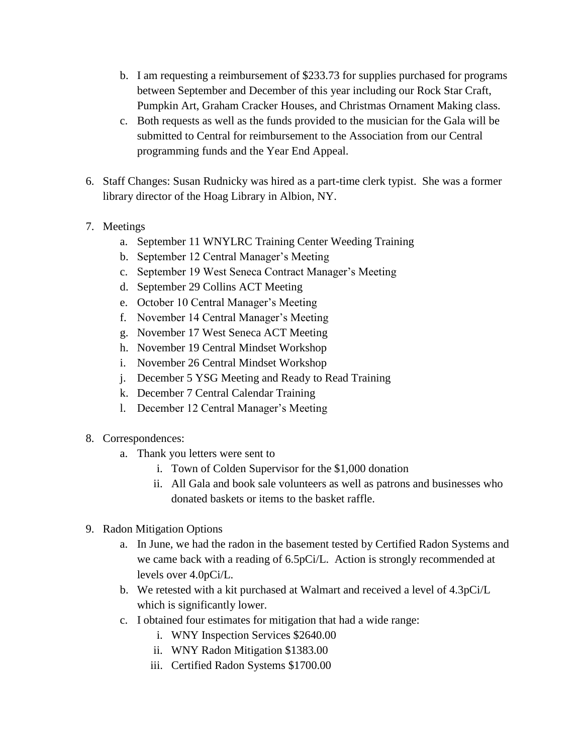b. I am requesting a reimbursement of $233.73 for supplies purchased for programs between September and December of this year including our Rock Star Craft, Pumpkin Art, Graham Cracker Houses, and Christmas Ornament Making class.
   c. Both requests as well as the funds provided to the musician for the Gala will be submitted to Central for reimbursement to the Association from our Central programming funds and the Year End Appeal.

6. Staff Changes: Susan Rudnicky was hired as a part-time clerk typist. She was a former library director of the Hoag Library in Albion, NY.

7. Meetings
   a. September 11 WNYLRC Training Center Weeding Training
   b. September 12 Central Manager's Meeting
   c. September 19 West Seneca Contract Manager's Meeting
   d. September 29 Collins ACT Meeting
   e. October 10 Central Manager's Meeting
   f. November 14 Central Manager's Meeting
   g. November 17 West Seneca ACT Meeting
   h. November 19 Central Mindset Workshop
   i. November 26 Central Mindset Workshop
   j. December 5 YSG Meeting and Ready to Read Training
   k. December 7 Central Calendar Training
   l. December 12 Central Manager's Meeting

8. Correspondences:
   a. Thank you letters were sent to
      i. Town of Colden Supervisor for the $1,000 donation
      ii. All Gala and book sale volunteers as well as patrons and businesses who donated baskets or items to the basket raffle.

9. Radon Mitigation Options
   a. In June, we had the radon in the basement tested by Certified Radon Systems and we came back with a reading of 6.5pCi/L. Action is strongly recommended at levels over 4.0pCi/L.
   b. We retested with a kit purchased at Walmart and received a level of 4.3pCi/L which is significantly lower.
   c. I obtained four estimates for mitigation that had a wide range:
      i. WNY Inspection Services $2640.00
      ii. WNY Radon Mitigation $1383.00
      iii. Certified Radon Systems $1700.00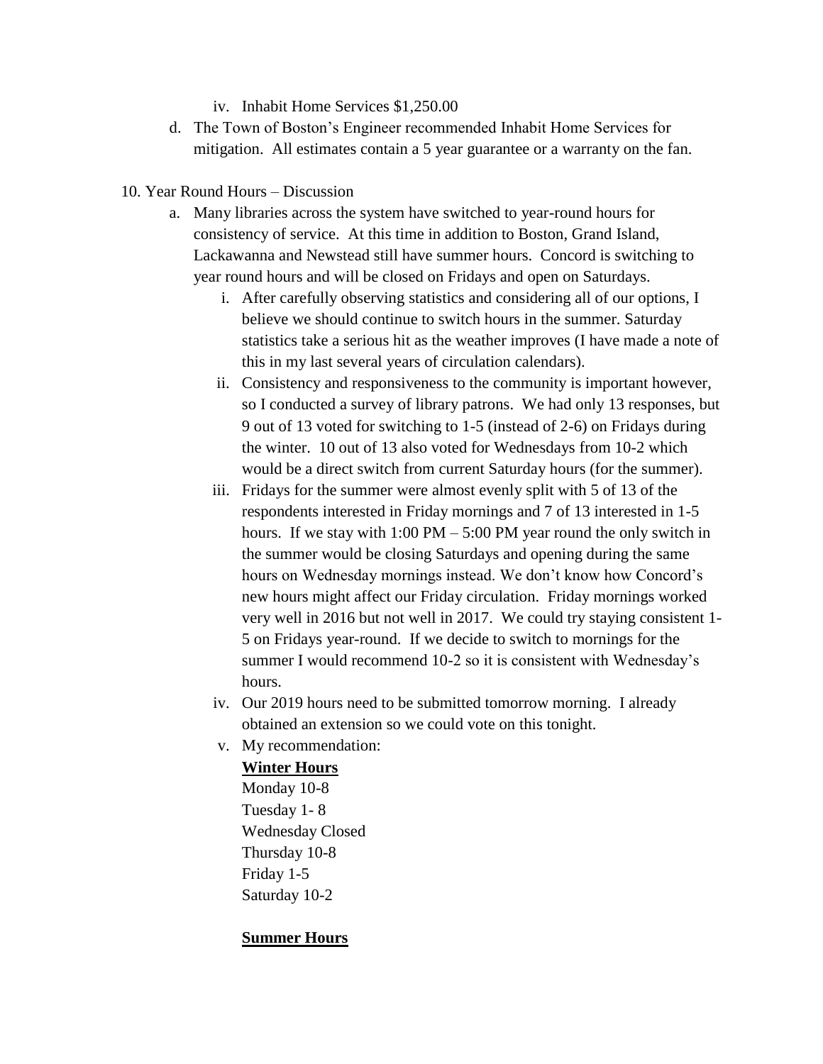iv. Inhabit Home Services $1,250.00

d. The Town of Boston's Engineer recommended Inhabit Home Services for mitigation. All estimates contain a 5 year guarantee or a warranty on the fan.

10. Year Round Hours – Discussion

   a. Many libraries across the system have switched to year-round hours for consistency of service. At this time in addition to Boston, Grand Island, Lackawanna and Newstead still have summer hours. Concord is switching to year round hours and will be closed on Fridays and open on Saturdays.

      i. After carefully observing statistics and considering all of our options, I believe we should continue to switch hours in the summer. Saturday statistics take a serious hit as the weather improves (I have made a note of this in my last several years of circulation calendars).

      ii. Consistency and responsiveness to the community is important however, so I conducted a survey of library patrons. We had only 13 responses, but 9 out of 13 voted for switching to 1-5 (instead of 2-6) on Fridays during the winter. 10 out of 13 also voted for Wednesdays from 10-2 which would be a direct switch from current Saturday hours (for the summer).

      iii. Fridays for the summer were almost evenly split with 5 of 13 of the respondents interested in Friday mornings and 7 of 13 interested in 1-5 hours. If we stay with 1:00 PM – 5:00 PM year round the only switch in the summer would be closing Saturdays and opening during the same hours on Wednesday mornings instead. We don't know how Concord's new hours might affect our Friday circulation. Friday mornings worked very well in 2016 but not well in 2017. We could try staying consistent 1-5 on Fridays year-round. If we decide to switch to mornings for the summer I would recommend 10-2 so it is consistent with Wednesday's hours.

      iv. Our 2019 hours need to be submitted tomorrow morning. I already obtained an extension so we could vote on this tonight.

      v. My recommendation:

         **<u>Winter Hours</u>**
         Monday 10-8
         Tuesday 1- 8
         Wednesday Closed
         Thursday 10-8
         Friday 1-5
         Saturday 10-2

         **<u>Summer Hours</u>**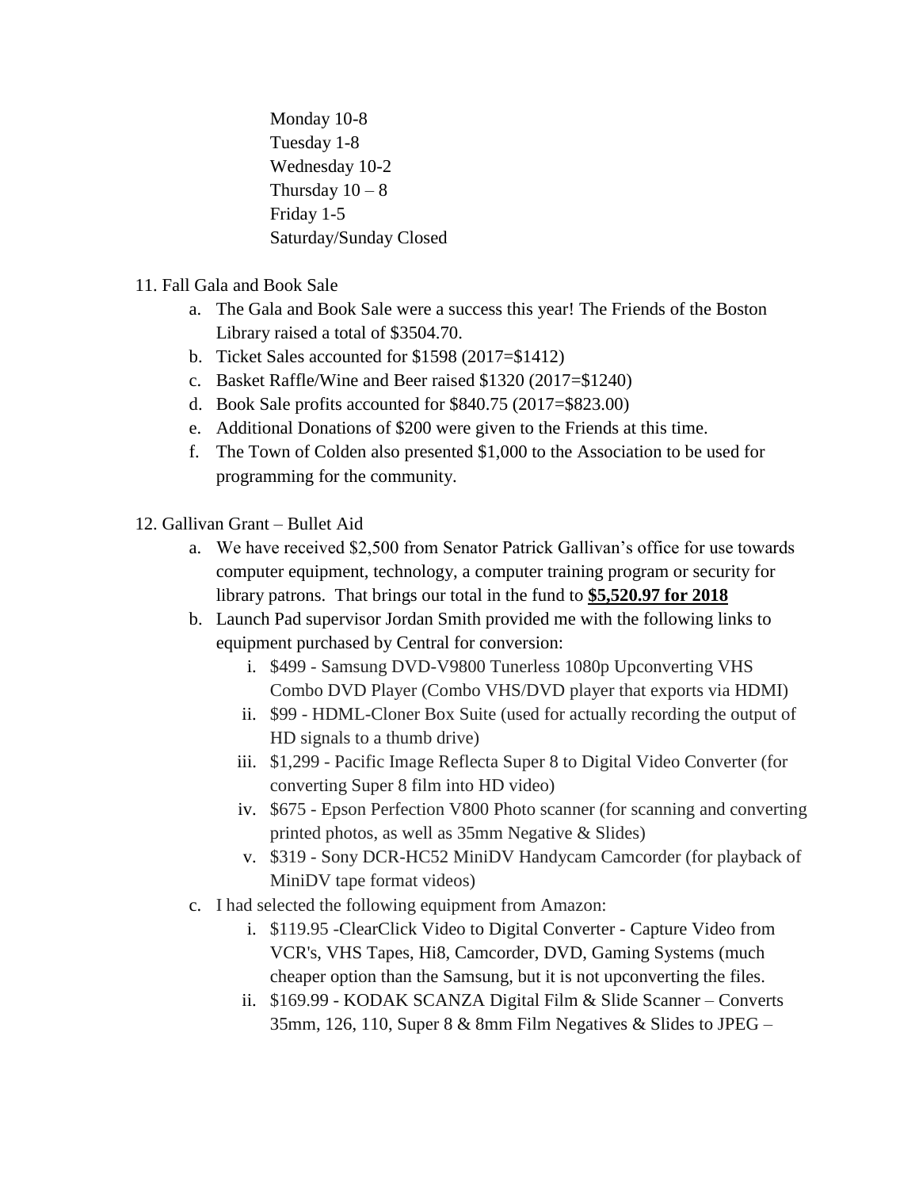Monday 10-8  
Tuesday 1-8  
Wednesday 10-2  
Thursday 10 – 8  
Friday 1-5  
Saturday/Sunday Closed

11. Fall Gala and Book Sale
    a. The Gala and Book Sale were a success this year! The Friends of the Boston Library raised a total of $3504.70.
    b. Ticket Sales accounted for $1598 (2017=$1412)
    c. Basket Raffle/Wine and Beer raised $1320 (2017=$1240)
    d. Book Sale profits accounted for $840.75 (2017=$823.00)
    e. Additional Donations of $200 were given to the Friends at this time.
    f. The Town of Colden also presented $1,000 to the Association to be used for programming for the community.

12. Gallivan Grant – Bullet Aid
    a. We have received $2,500 from Senator Patrick Gallivan's office for use towards computer equipment, technology, a computer training program or security for library patrons. That brings our total in the fund to **<u>$5,520.97 for 2018</u>**
    b. Launch Pad supervisor Jordan Smith provided me with the following links to equipment purchased by Central for conversion:
        i. $499 - Samsung DVD-V9800 Tunerless 1080p Upconverting VHS Combo DVD Player (Combo VHS/DVD player that exports via HDMI)
        ii. $99 - HDML-Cloner Box Suite (used for actually recording the output of HD signals to a thumb drive)
        iii. $1,299 - Pacific Image Reflecta Super 8 to Digital Video Converter (for converting Super 8 film into HD video)
        iv. $675 - Epson Perfection V800 Photo scanner (for scanning and converting printed photos, as well as 35mm Negative & Slides)
        v. $319 - Sony DCR-HC52 MiniDV Handycam Camcorder (for playback of MiniDV tape format videos)
    c. I had selected the following equipment from Amazon:
        i. $119.95 -ClearClick Video to Digital Converter - Capture Video from VCR's, VHS Tapes, Hi8, Camcorder, DVD, Gaming Systems (much cheaper option than the Samsung, but it is not upconverting the files.
        ii. $169.99 - KODAK SCANZA Digital Film & Slide Scanner – Converts 35mm, 126, 110, Super 8 & 8mm Film Negatives & Slides to JPEG –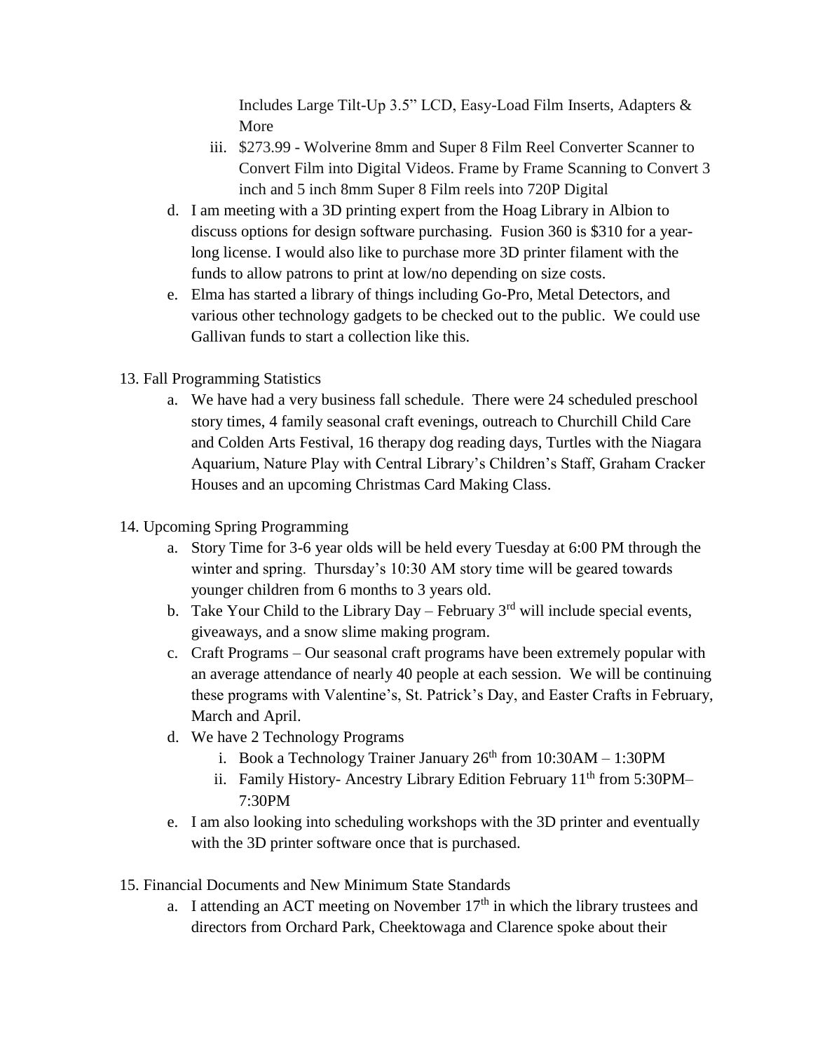Includes Large Tilt-Up 3.5" LCD, Easy-Load Film Inserts, Adapters & More

   iii. $273.99 - Wolverine 8mm and Super 8 Film Reel Converter Scanner to Convert Film into Digital Videos. Frame by Frame Scanning to Convert 3 inch and 5 inch 8mm Super 8 Film reels into 720P Digital

d. I am meeting with a 3D printing expert from the Hoag Library in Albion to discuss options for design software purchasing. Fusion 360 is $310 for a year-long license. I would also like to purchase more 3D printer filament with the funds to allow patrons to print at low/no depending on size costs.

e. Elma has started a library of things including Go-Pro, Metal Detectors, and various other technology gadgets to be checked out to the public. We could use Gallivan funds to start a collection like this.

13. Fall Programming Statistics
   a. We have had a very business fall schedule. There were 24 scheduled preschool story times, 4 family seasonal craft evenings, outreach to Churchill Child Care and Colden Arts Festival, 16 therapy dog reading days, Turtles with the Niagara Aquarium, Nature Play with Central Library's Children's Staff, Graham Cracker Houses and an upcoming Christmas Card Making Class.

14. Upcoming Spring Programming
   a. Story Time for 3-6 year olds will be held every Tuesday at 6:00 PM through the winter and spring. Thursday's 10:30 AM story time will be geared towards younger children from 6 months to 3 years old.
   b. Take Your Child to the Library Day – February 3rd will include special events, giveaways, and a snow slime making program.
   c. Craft Programs – Our seasonal craft programs have been extremely popular with an average attendance of nearly 40 people at each session. We will be continuing these programs with Valentine's, St. Patrick's Day, and Easter Crafts in February, March and April.
   d. We have 2 Technology Programs
      i. Book a Technology Trainer January 26th from 10:30AM – 1:30PM
      ii. Family History- Ancestry Library Edition February 11th from 5:30PM– 7:30PM
   e. I am also looking into scheduling workshops with the 3D printer and eventually with the 3D printer software once that is purchased.

15. Financial Documents and New Minimum State Standards
   a. I attending an ACT meeting on November 17th in which the library trustees and directors from Orchard Park, Cheektowaga and Clarence spoke about their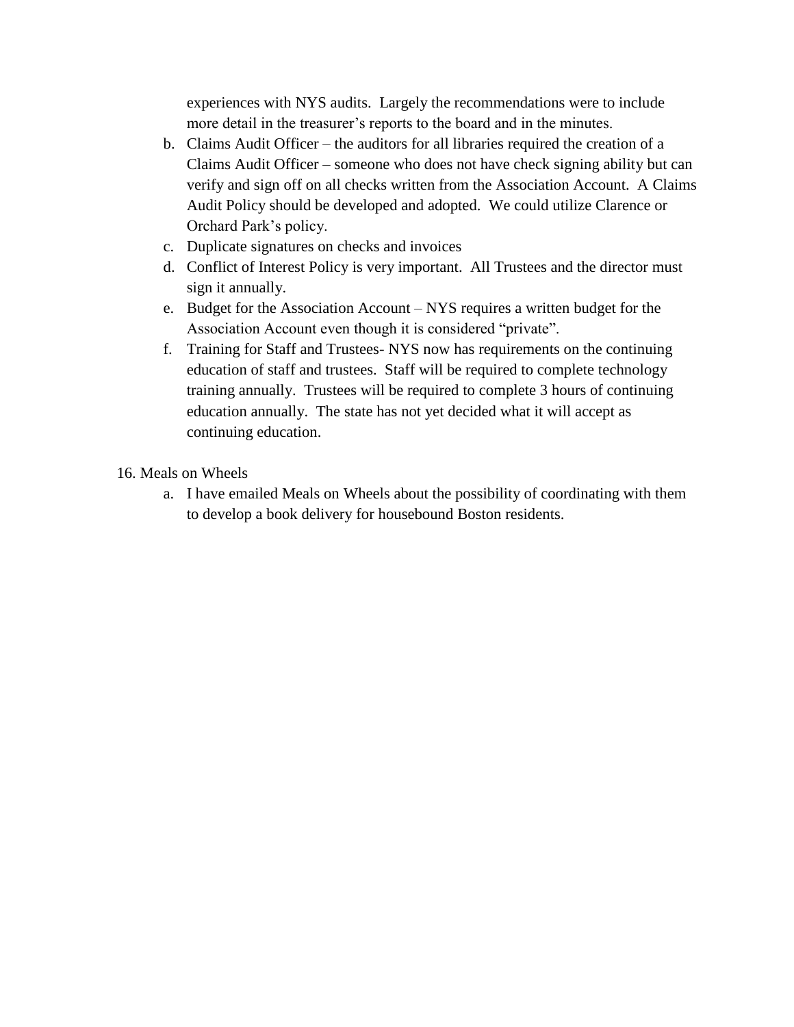experiences with NYS audits. Largely the recommendations were to include more detail in the treasurer's reports to the board and in the minutes.

b. Claims Audit Officer – the auditors for all libraries required the creation of a Claims Audit Officer – someone who does not have check signing ability but can verify and sign off on all checks written from the Association Account. A Claims Audit Policy should be developed and adopted. We could utilize Clarence or Orchard Park's policy.
c. Duplicate signatures on checks and invoices
d. Conflict of Interest Policy is very important. All Trustees and the director must sign it annually.
e. Budget for the Association Account – NYS requires a written budget for the Association Account even though it is considered "private".
f. Training for Staff and Trustees- NYS now has requirements on the continuing education of staff and trustees. Staff will be required to complete technology training annually. Trustees will be required to complete 3 hours of continuing education annually. The state has not yet decided what it will accept as continuing education.

16. Meals on Wheels

a. I have emailed Meals on Wheels about the possibility of coordinating with them to develop a book delivery for housebound Boston residents.